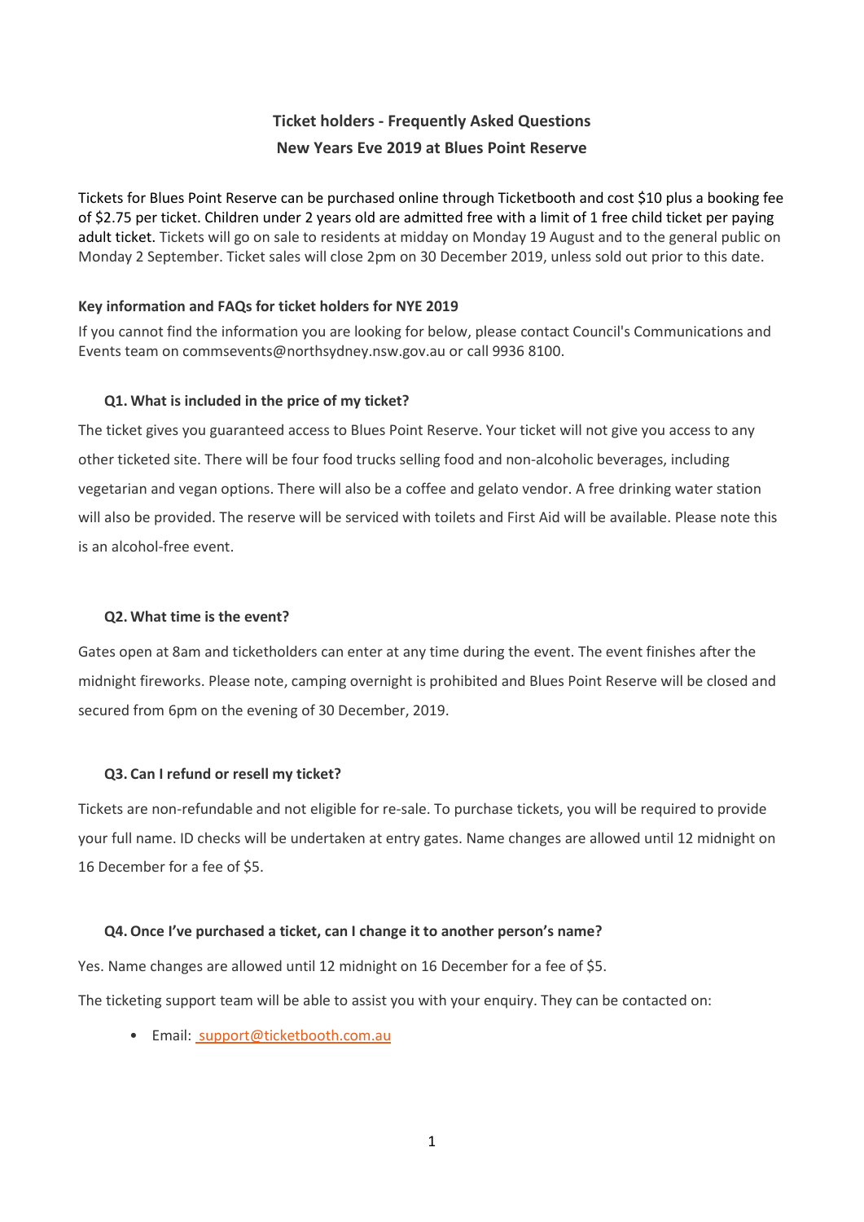## Ticket holders - Frequently Asked Questions
## New Years Eve 2019 at Blues Point Reserve

Tickets for Blues Point Reserve can be purchased online through Ticketbooth and cost $10 plus a booking fee of $2.75 per ticket. Children under 2 years old are admitted free with a limit of 1 free child ticket per paying adult ticket. Tickets will go on sale to residents at midday on Monday 19 August and to the general public on Monday 2 September. Ticket sales will close 2pm on 30 December 2019, unless sold out prior to this date.

### Key information and FAQs for ticket holders for NYE 2019

If you cannot find the information you are looking for below, please contact Council's Communications and Events team on commsevents@northsydney.nsw.gov.au or call 9936 8100.

#### Q1. What is included in the price of my ticket?

The ticket gives you guaranteed access to Blues Point Reserve. Your ticket will not give you access to any other ticketed site. There will be four food trucks selling food and non-alcoholic beverages, including vegetarian and vegan options. There will also be a coffee and gelato vendor. A free drinking water station will also be provided. The reserve will be serviced with toilets and First Aid will be available. Please note this is an alcohol-free event.

#### Q2. What time is the event?

Gates open at 8am and ticketholders can enter at any time during the event. The event finishes after the midnight fireworks. Please note, camping overnight is prohibited and Blues Point Reserve will be closed and secured from 6pm on the evening of 30 December, 2019.

#### Q3. Can I refund or resell my ticket?

Tickets are non-refundable and not eligible for re-sale. To purchase tickets, you will be required to provide your full name. ID checks will be undertaken at entry gates. Name changes are allowed until 12 midnight on 16 December for a fee of $5.

#### Q4. Once I've purchased a ticket, can I change it to another person's name?

Yes. Name changes are allowed until 12 midnight on 16 December for a fee of $5.

The ticketing support team will be able to assist you with your enquiry. They can be contacted on:

- Email: support@ticketbooth.com.au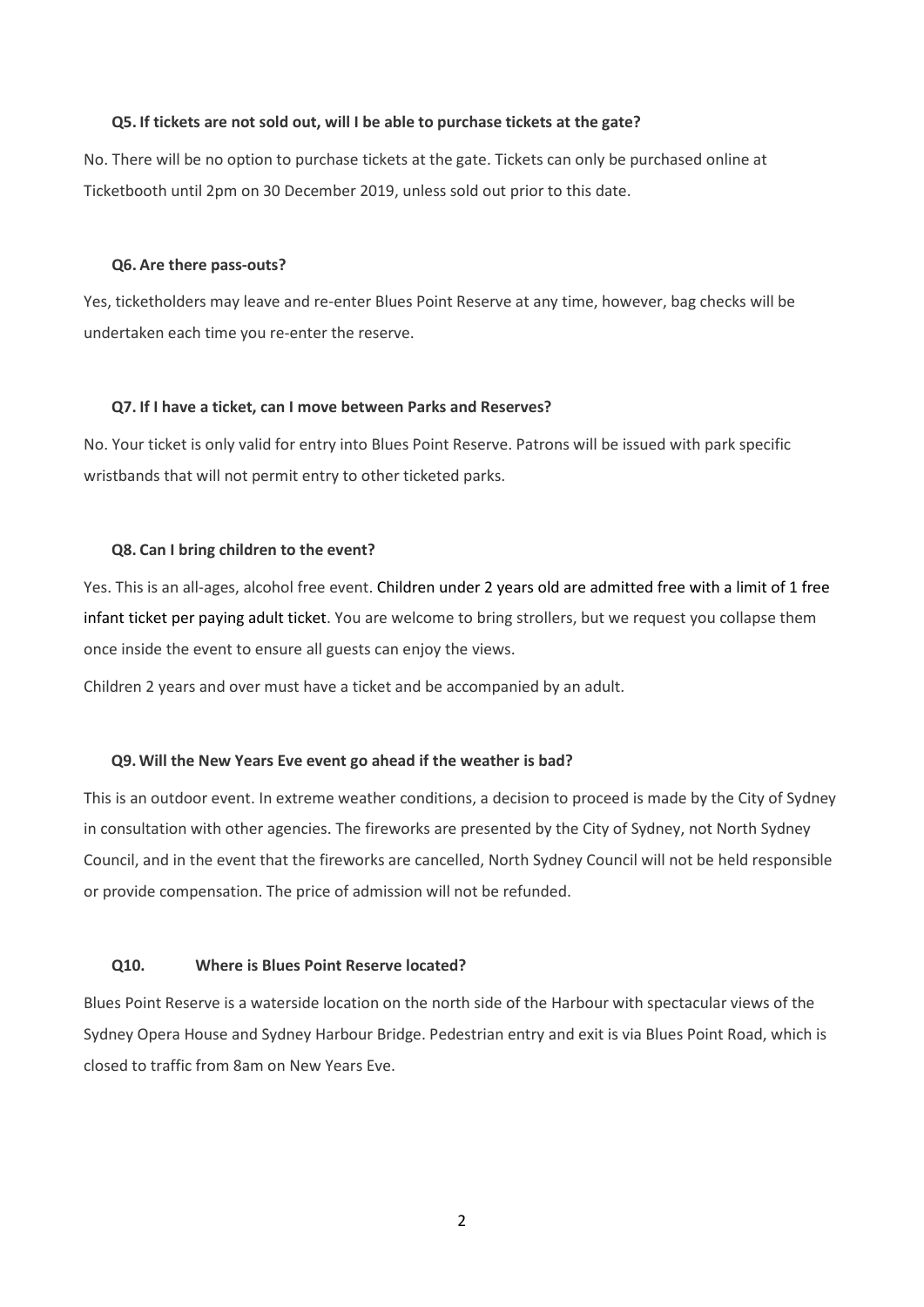### Q5. If tickets are not sold out, will I be able to purchase tickets at the gate?

No. There will be no option to purchase tickets at the gate. Tickets can only be purchased online at Ticketbooth until 2pm on 30 December 2019, unless sold out prior to this date.

### Q6. Are there pass-outs?

Yes, ticketholders may leave and re-enter Blues Point Reserve at any time, however, bag checks will be undertaken each time you re-enter the reserve.

### Q7. If I have a ticket, can I move between Parks and Reserves?

No. Your ticket is only valid for entry into Blues Point Reserve. Patrons will be issued with park specific wristbands that will not permit entry to other ticketed parks.

### Q8. Can I bring children to the event?

Yes. This is an all-ages, alcohol free event. Children under 2 years old are admitted free with a limit of 1 free infant ticket per paying adult ticket. You are welcome to bring strollers, but we request you collapse them once inside the event to ensure all guests can enjoy the views.

Children 2 years and over must have a ticket and be accompanied by an adult.

### Q9. Will the New Years Eve event go ahead if the weather is bad?

This is an outdoor event. In extreme weather conditions, a decision to proceed is made by the City of Sydney in consultation with other agencies. The fireworks are presented by the City of Sydney, not North Sydney Council, and in the event that the fireworks are cancelled, North Sydney Council will not be held responsible or provide compensation. The price of admission will not be refunded.

### Q10. Where is Blues Point Reserve located?

Blues Point Reserve is a waterside location on the north side of the Harbour with spectacular views of the Sydney Opera House and Sydney Harbour Bridge. Pedestrian entry and exit is via Blues Point Road, which is closed to traffic from 8am on New Years Eve.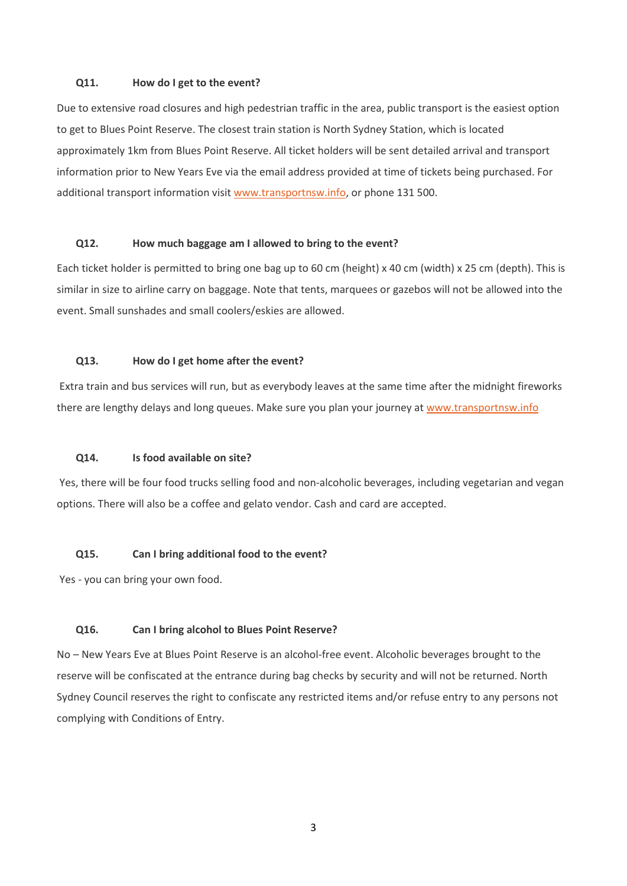### Q11. How do I get to the event?

Due to extensive road closures and high pedestrian traffic in the area, public transport is the easiest option to get to Blues Point Reserve. The closest train station is North Sydney Station, which is located approximately 1km from Blues Point Reserve. All ticket holders will be sent detailed arrival and transport information prior to New Years Eve via the email address provided at time of tickets being purchased. For additional transport information visit [www.transportnsw.info](http://www.transportnsw.info), or phone 131 500.

### Q12. How much baggage am I allowed to bring to the event?

Each ticket holder is permitted to bring one bag up to 60 cm (height) x 40 cm (width) x 25 cm (depth). This is similar in size to airline carry on baggage. Note that tents, marquees or gazebos will not be allowed into the event. Small sunshades and small coolers/eskies are allowed.

### Q13. How do I get home after the event?

Extra train and bus services will run, but as everybody leaves at the same time after the midnight fireworks there are lengthy delays and long queues. Make sure you plan your journey at [www.transportnsw.info](http://www.transportnsw.info)

### Q14. Is food available on site?

Yes, there will be four food trucks selling food and non-alcoholic beverages, including vegetarian and vegan options. There will also be a coffee and gelato vendor. Cash and card are accepted.

### Q15. Can I bring additional food to the event?

Yes - you can bring your own food.

### Q16. Can I bring alcohol to Blues Point Reserve?

No – New Years Eve at Blues Point Reserve is an alcohol-free event. Alcoholic beverages brought to the reserve will be confiscated at the entrance during bag checks by security and will not be returned. North Sydney Council reserves the right to confiscate any restricted items and/or refuse entry to any persons not complying with Conditions of Entry.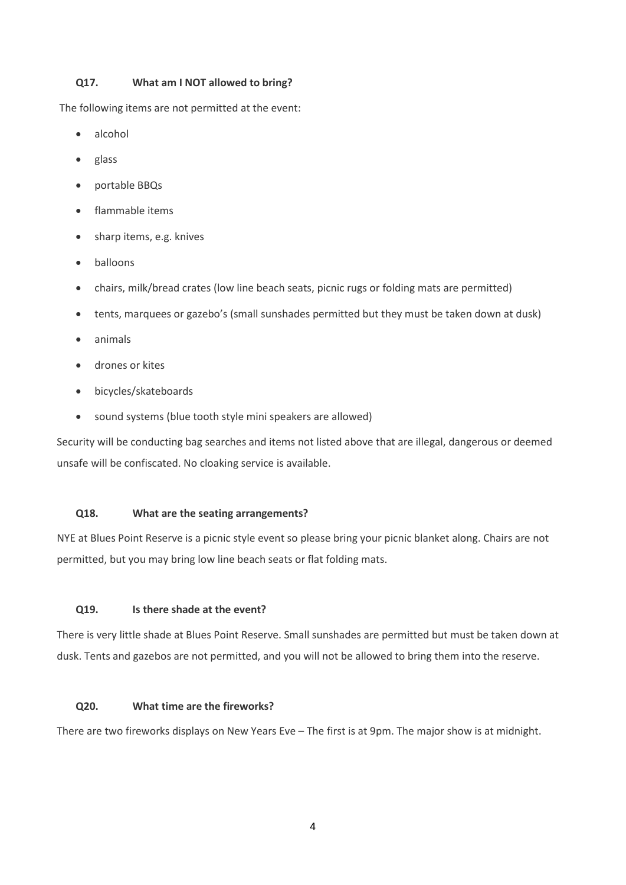### **Q17. What am I NOT allowed to bring?**

The following items are not permitted at the event:

- alcohol
- glass
- portable BBQs
- flammable items
- sharp items, e.g. knives
- balloons
- chairs, milk/bread crates (low line beach seats, picnic rugs or folding mats are permitted)
- tents, marquees or gazebo's (small sunshades permitted but they must be taken down at dusk)
- animals
- drones or kites
- bicycles/skateboards
- sound systems (blue tooth style mini speakers are allowed)

Security will be conducting bag searches and items not listed above that are illegal, dangerous or deemed unsafe will be confiscated. No cloaking service is available.

### **Q18. What are the seating arrangements?**

NYE at Blues Point Reserve is a picnic style event so please bring your picnic blanket along. Chairs are not permitted, but you may bring low line beach seats or flat folding mats.

### **Q19. Is there shade at the event?**

There is very little shade at Blues Point Reserve. Small sunshades are permitted but must be taken down at dusk. Tents and gazebos are not permitted, and you will not be allowed to bring them into the reserve.

### **Q20. What time are the fireworks?**

There are two fireworks displays on New Years Eve – The first is at 9pm. The major show is at midnight.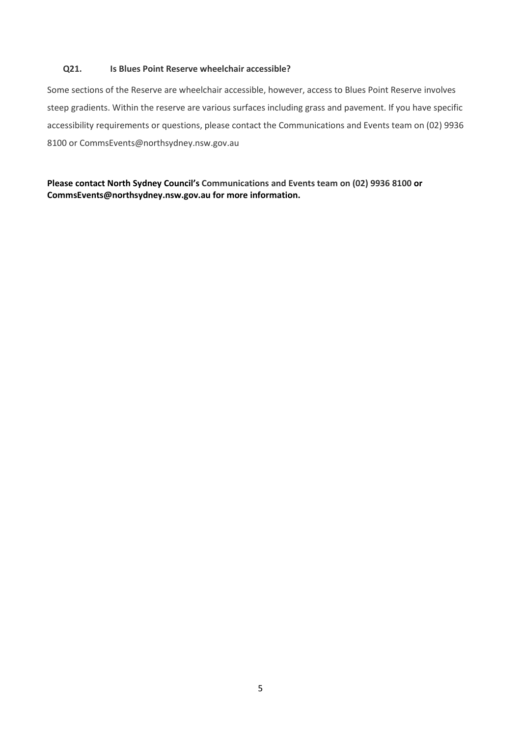#### Q21. Is Blues Point Reserve wheelchair accessible?

Some sections of the Reserve are wheelchair accessible, however, access to Blues Point Reserve involves steep gradients. Within the reserve are various surfaces including grass and pavement. If you have specific accessibility requirements or questions, please contact the Communications and Events team on (02) 9936 8100 or CommsEvents@northsydney.nsw.gov.au

**Please contact North Sydney Council's Communications and Events team on (02) 9936 8100 or CommsEvents@northsydney.nsw.gov.au for more information.**